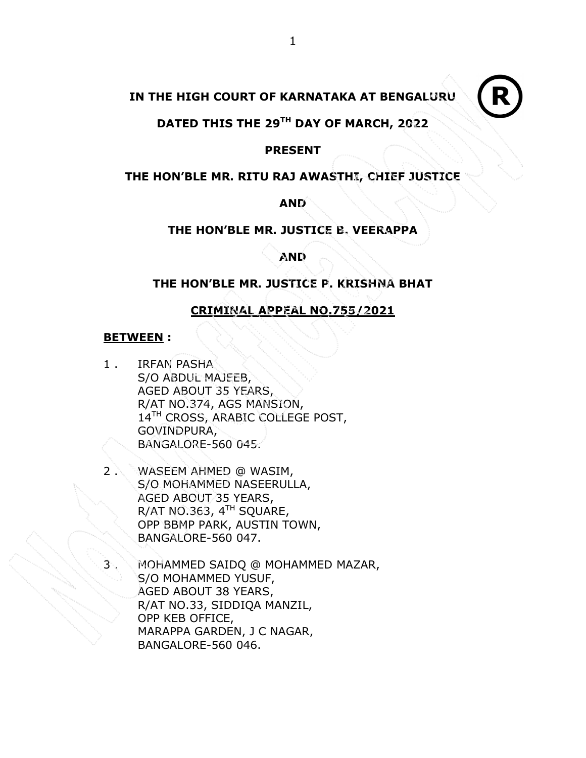# IN THE HIGH COURT OF KARNATAKA AT BENGALURU

**DATED THIS THE 29TH DAY OF MARCH, 2022**

**PRESENT**

**THE HON'BLE MR. RITU RAJ AWASTHI, CHIEF JUSTICE**

**AND**

**THE HON'BLE MR. JUSTICE B. VEERAPPA**

**AND**

**THE HON'BLE MR. JUSTICE P. KRISHNA BHAT**

**CRIMINAL APPEAL NO.755/2021**

**BETWEEN :**

1 . IRFAN PASHA
S/O ABDUL MAJEEB,
AGED ABOUT 35 YEARS,
R/AT NO.374, AGS MANSION,
14TH CROSS, ARABIC COLLEGE POST,
GOVINDPURA,
BANGALORE-560 045.

2 . WASEEM AHMED @ WASIM,
S/O MOHAMMED NASEERULLA,
AGED ABOUT 35 YEARS,
R/AT NO.363, 4TH SQUARE,
OPP BBMP PARK, AUSTIN TOWN,
BANGALORE-560 047.

3 . MOHAMMED SAIDQ @ MOHAMMED MAZAR,
S/O MOHAMMED YUSUF,
AGED ABOUT 38 YEARS,
R/AT NO.33, SIDDIQA MANZIL,
OPP KEB OFFICE,
MARAPPA GARDEN, J C NAGAR,
BANGALORE-560 046.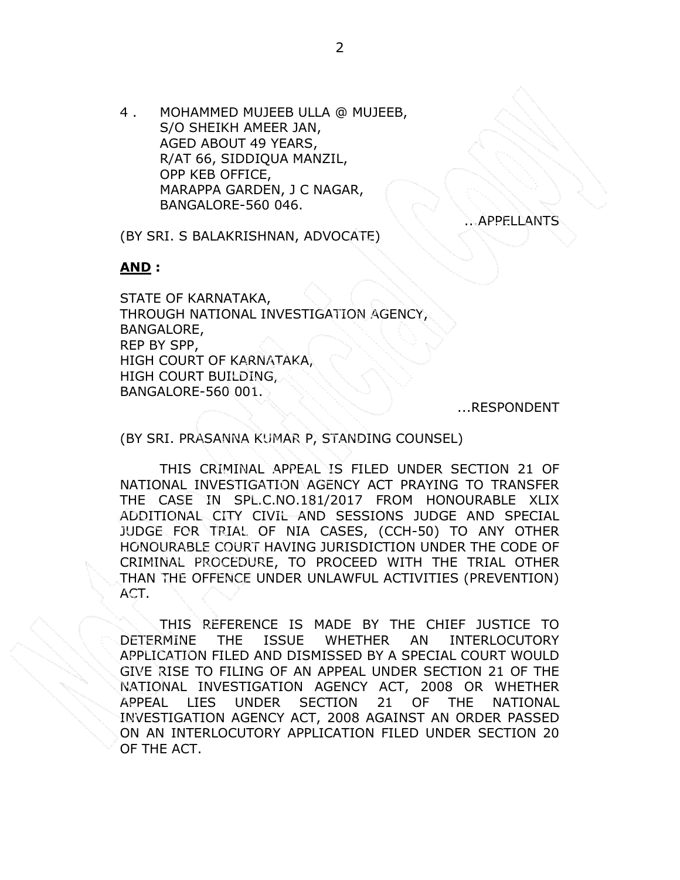4 . MOHAMMED MUJEEB ULLA @ MUJEEB,
S/O SHEIKH AMEER JAN,
AGED ABOUT 49 YEARS,
R/AT 66, SIDDIQUA MANZIL,
OPP KEB OFFICE,
MARAPPA GARDEN, J C NAGAR,
BANGALORE-560 046.

...APPELLANTS

(BY SRI. S BALAKRISHNAN, ADVOCATE)

**AND :**

STATE OF KARNATAKA,
THROUGH NATIONAL INVESTIGATION AGENCY,
BANGALORE,
REP BY SPP,
HIGH COURT OF KARNATAKA,
HIGH COURT BUILDING,
BANGALORE-560 001.

...RESPONDENT

(BY SRI. PRASANNA KUMAR P, STANDING COUNSEL)

THIS CRIMINAL APPEAL IS FILED UNDER SECTION 21 OF NATIONAL INVESTIGATION AGENCY ACT PRAYING TO TRANSFER THE CASE IN SPL.C.NO.181/2017 FROM HONOURABLE XLIX ADDITIONAL CITY CIVIL AND SESSIONS JUDGE AND SPECIAL JUDGE FOR TRIAL OF NIA CASES, (CCH-50) TO ANY OTHER HONOURABLE COURT HAVING JURISDICTION UNDER THE CODE OF CRIMINAL PROCEDURE, TO PROCEED WITH THE TRIAL OTHER THAN THE OFFENCE UNDER UNLAWFUL ACTIVITIES (PREVENTION) ACT.

THIS REFERENCE IS MADE BY THE CHIEF JUSTICE TO DETERMINE THE ISSUE WHETHER AN INTERLOCUTORY APPLICATION FILED AND DISMISSED BY A SPECIAL COURT WOULD GIVE RISE TO FILING OF AN APPEAL UNDER SECTION 21 OF THE NATIONAL INVESTIGATION AGENCY ACT, 2008 OR WHETHER APPEAL LIES UNDER SECTION 21 OF THE NATIONAL INVESTIGATION AGENCY ACT, 2008 AGAINST AN ORDER PASSED ON AN INTERLOCUTORY APPLICATION FILED UNDER SECTION 20 OF THE ACT.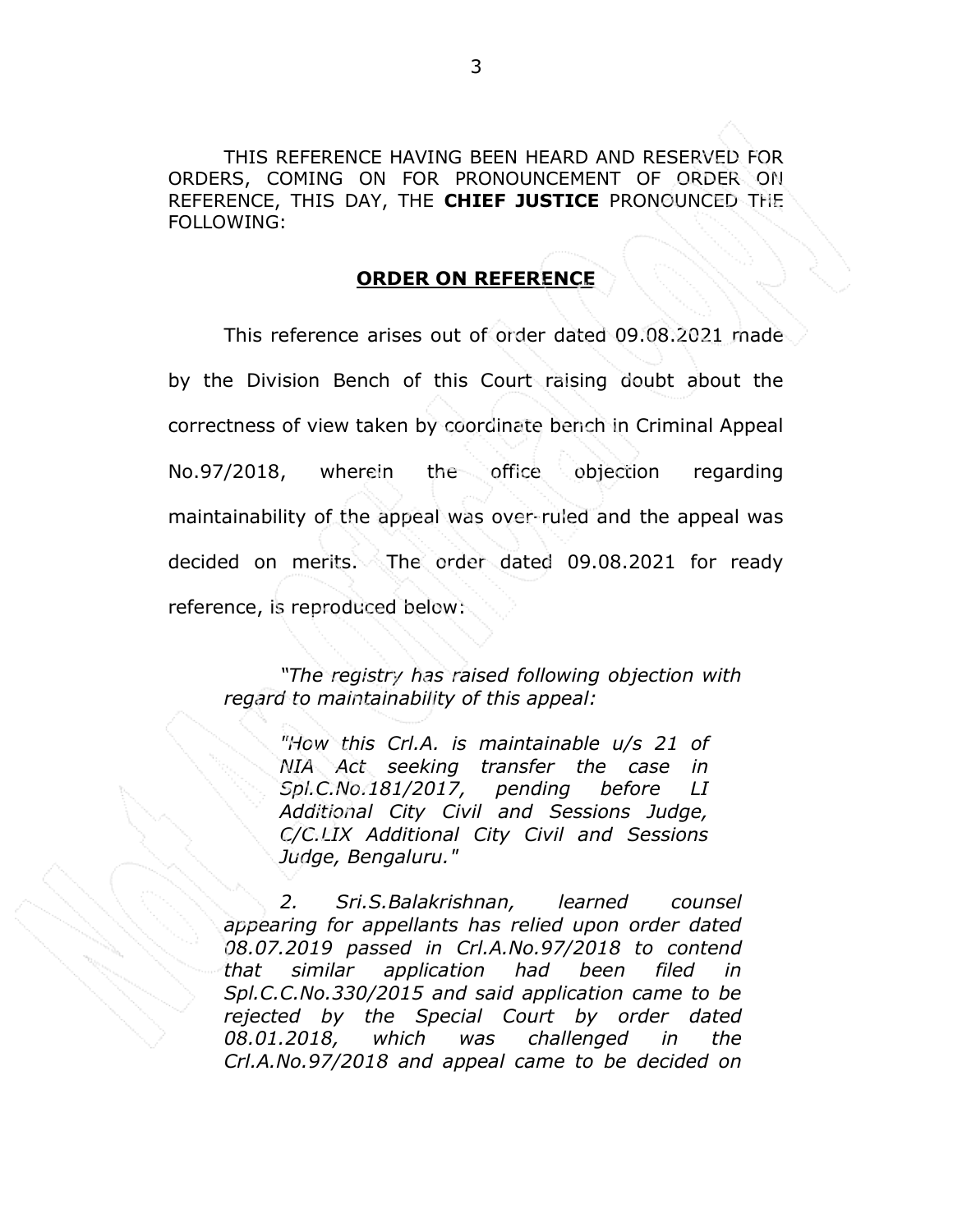THIS REFERENCE HAVING BEEN HEARD AND RESERVED FOR ORDERS, COMING ON FOR PRONOUNCEMENT OF ORDER ON REFERENCE, THIS DAY, THE **CHIEF JUSTICE** PRONOUNCED THE FOLLOWING:

## ORDER ON REFERENCE

This reference arises out of order dated 09.08.2021 made by the Division Bench of this Court raising doubt about the correctness of view taken by coordinate bench in Criminal Appeal No.97/2018, wherein the office objection regarding maintainability of the appeal was over-ruled and the appeal was decided on merits. The order dated 09.08.2021 for ready reference, is reproduced below:

> *"The registry has raised following objection with regard to maintainability of this appeal:*
>
> > *"How this Crl.A. is maintainable u/s 21 of NIA Act seeking transfer the case in Spl.C.No.181/2017, pending before LI Additional City Civil and Sessions Judge, C/C.LIX Additional City Civil and Sessions Judge, Bengaluru."*
>
> *2. Sri.S.Balakrishnan, learned counsel appearing for appellants has relied upon order dated 08.07.2019 passed in Crl.A.No.97/2018 to contend that similar application had been filed in Spl.C.C.No.330/2015 and said application came to be rejected by the Special Court by order dated 08.01.2018, which was challenged in the Crl.A.No.97/2018 and appeal came to be decided on*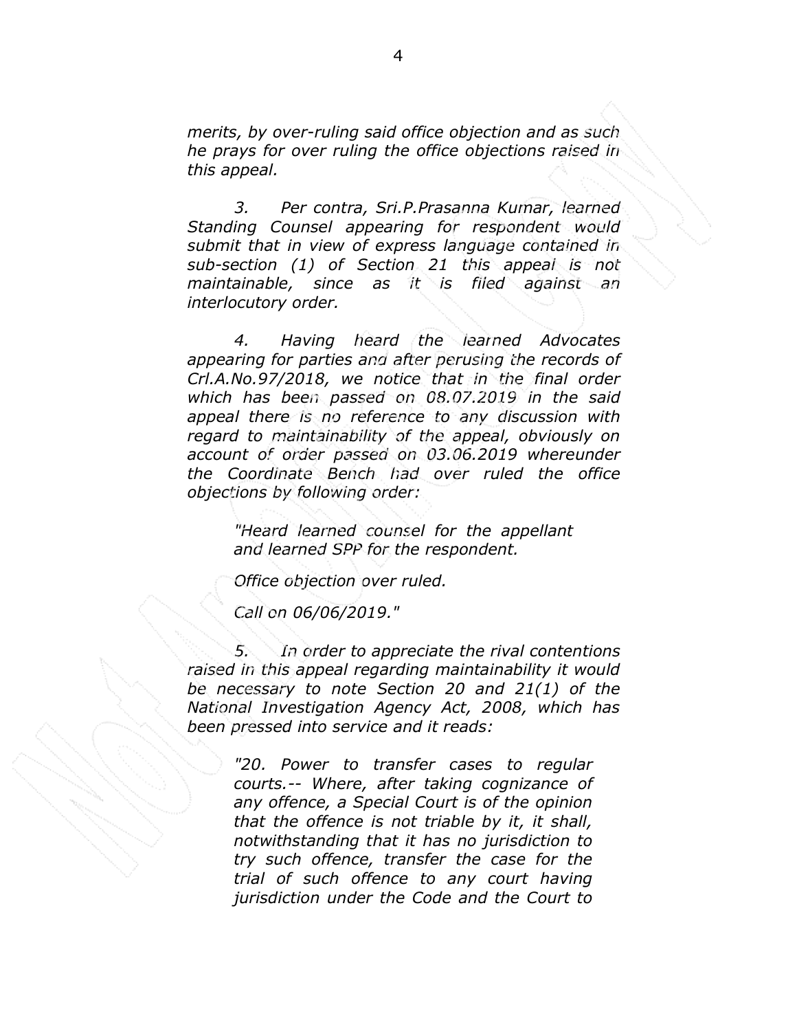*merits, by over-ruling said office objection and as such he prays for over ruling the office objections raised in this appeal.*

*3. Per contra, Sri.P.Prasanna Kumar, learned Standing Counsel appearing for respondent would submit that in view of express language contained in sub-section (1) of Section 21 this appeal is not maintainable, since as it is filed against an interlocutory order.*

*4. Having heard the learned Advocates appearing for parties and after perusing the records of Crl.A.No.97/2018, we notice that in the final order which has been passed on 08.07.2019 in the said appeal there is no reference to any discussion with regard to maintainability of the appeal, obviously on account of order passed on 03.06.2019 whereunder the Coordinate Bench had over ruled the office objections by following order:*

> *"Heard learned counsel for the appellant and learned SPP for the respondent.*
>
> *Office objection over ruled.*
>
> *Call on 06/06/2019."*

*5. In order to appreciate the rival contentions raised in this appeal regarding maintainability it would be necessary to note Section 20 and 21(1) of the National Investigation Agency Act, 2008, which has been pressed into service and it reads:*

> *"20. Power to transfer cases to regular courts.-- Where, after taking cognizance of any offence, a Special Court is of the opinion that the offence is not triable by it, it shall, notwithstanding that it has no jurisdiction to try such offence, transfer the case for the trial of such offence to any court having jurisdiction under the Code and the Court to*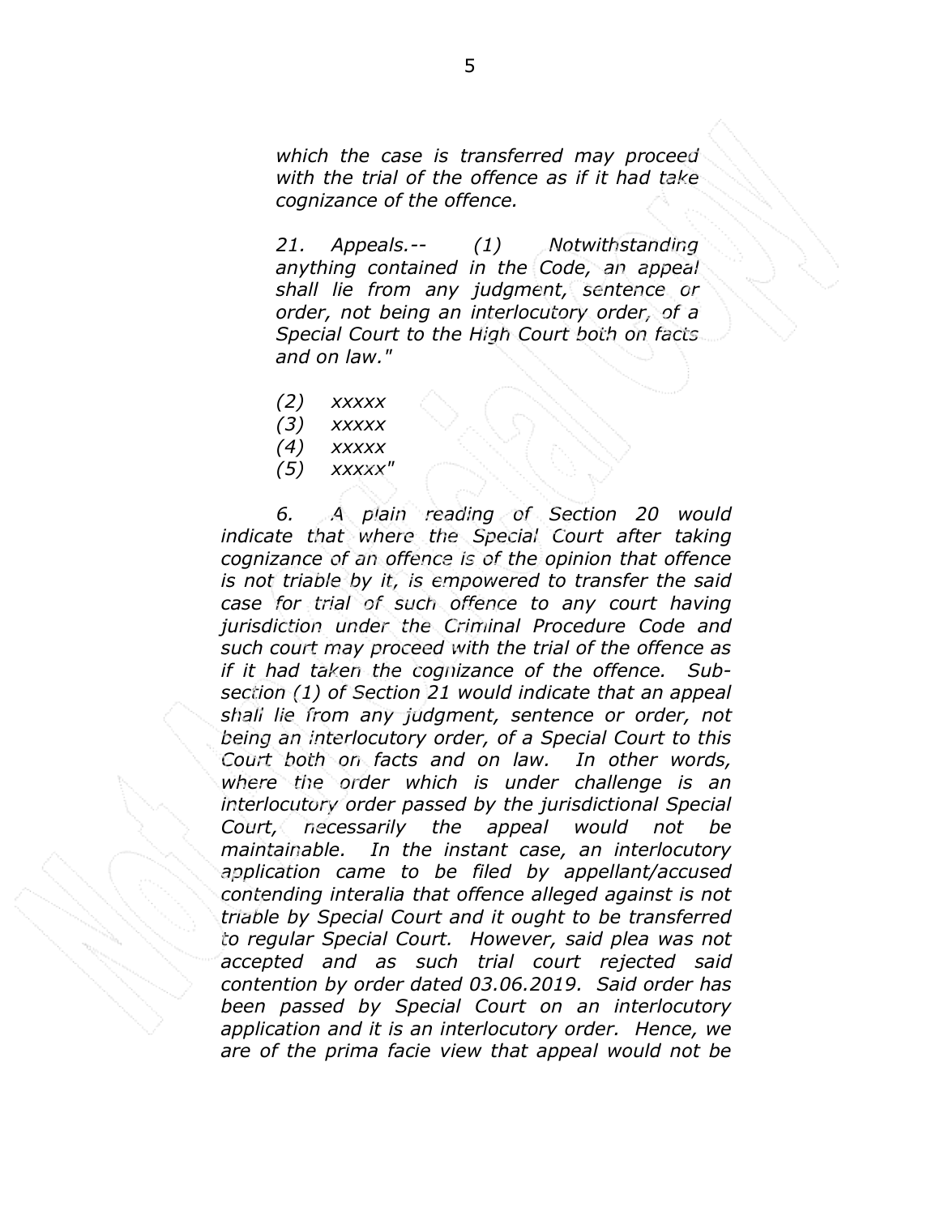*which the case is transferred may proceed with the trial of the offence as if it had take cognizance of the offence.*

*21. Appeals.-- (1) Notwithstanding anything contained in the Code, an appeal shall lie from any judgment, sentence or order, not being an interlocutory order, of a Special Court to the High Court both on facts and on law."*

*(2) xxxxx*
*(3) xxxxx*
*(4) xxxxx*
*(5) xxxxx"*

*6. A plain reading of Section 20 would indicate that where the Special Court after taking cognizance of an offence is of the opinion that offence is not triable by it, is empowered to transfer the said case for trial of such offence to any court having jurisdiction under the Criminal Procedure Code and such court may proceed with the trial of the offence as if it had taken the cognizance of the offence. Sub-section (1) of Section 21 would indicate that an appeal shall lie from any judgment, sentence or order, not being an interlocutory order, of a Special Court to this Court both on facts and on law. In other words, where the order which is under challenge is an interlocutory order passed by the jurisdictional Special Court, necessarily the appeal would not be maintainable. In the instant case, an interlocutory application came to be filed by appellant/accused contending interalia that offence alleged against is not triable by Special Court and it ought to be transferred to regular Special Court. However, said plea was not accepted and as such trial court rejected said contention by order dated 03.06.2019. Said order has been passed by Special Court on an interlocutory application and it is an interlocutory order. Hence, we are of the prima facie view that appeal would not be*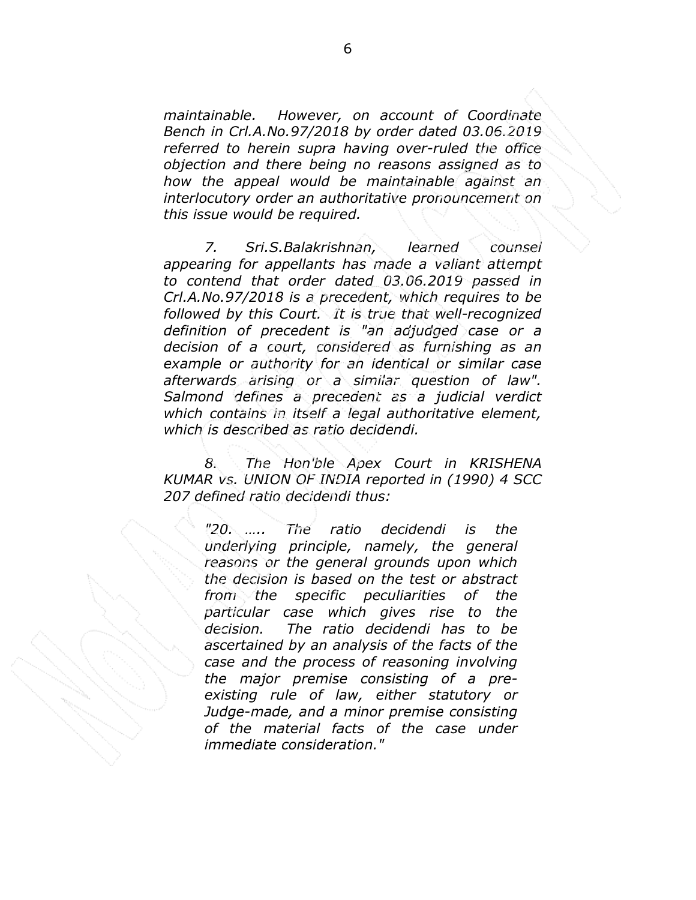*maintainable. However, on account of Coordinate Bench in Crl.A.No.97/2018 by order dated 03.06.2019 referred to herein supra having over-ruled the office objection and there being no reasons assigned as to how the appeal would be maintainable against an interlocutory order an authoritative pronouncement on this issue would be required.*

*7. Sri.S.Balakrishnan, learned counsel appearing for appellants has made a valiant attempt to contend that order dated 03.06.2019 passed in Crl.A.No.97/2018 is a precedent, which requires to be followed by this Court. It is true that well-recognized definition of precedent is "an adjudged case or a decision of a court, considered as furnishing as an example or authority for an identical or similar case afterwards arising or a similar question of law". Salmond defines a precedent as a judicial verdict which contains in itself a legal authoritative element, which is described as ratio decidendi.*

*8. The Hon'ble Apex Court in KRISHENA KUMAR vs. UNION OF INDIA reported in (1990) 4 SCC 207 defined ratio decidendi thus:*

> *"20. ….. The ratio decidendi is the underlying principle, namely, the general reasons or the general grounds upon which the decision is based on the test or abstract from the specific peculiarities of the particular case which gives rise to the decision. The ratio decidendi has to be ascertained by an analysis of the facts of the case and the process of reasoning involving the major premise consisting of a pre-existing rule of law, either statutory or Judge-made, and a minor premise consisting of the material facts of the case under immediate consideration."*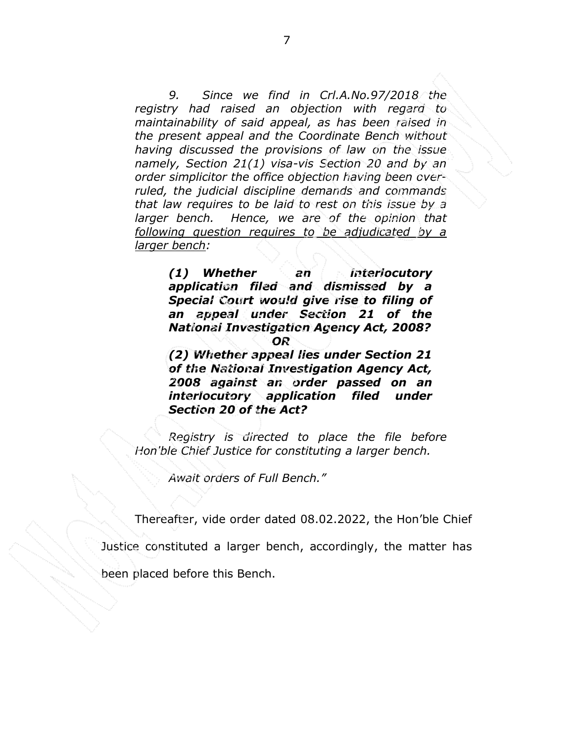*9. Since we find in Crl.A.No.97/2018 the registry had raised an objection with regard to maintainability of said appeal, as has been raised in the present appeal and the Coordinate Bench without having discussed the provisions of law on the issue namely, Section 21(1) visa-vis Section 20 and by an order simplicitor the office objection having been over-ruled, the judicial discipline demands and commands that law requires to be laid to rest on this issue by a larger bench. Hence, we are of the opinion that <u>following question requires to be adjudicated by a larger bench</u>:*

> ***(1) Whether an interlocutory application filed and dismissed by a Special Court would give rise to filing of an appeal under Section 21 of the National Investigation Agency Act, 2008?***
>
> ***OR***
>
> ***(2) Whether appeal lies under Section 21 of the National Investigation Agency Act, 2008 against an order passed on an interlocutory application filed under Section 20 of the Act?***

*Registry is directed to place the file before Hon'ble Chief Justice for constituting a larger bench.*

*Await orders of Full Bench."*

Thereafter, vide order dated 08.02.2022, the Hon'ble Chief Justice constituted a larger bench, accordingly, the matter has been placed before this Bench.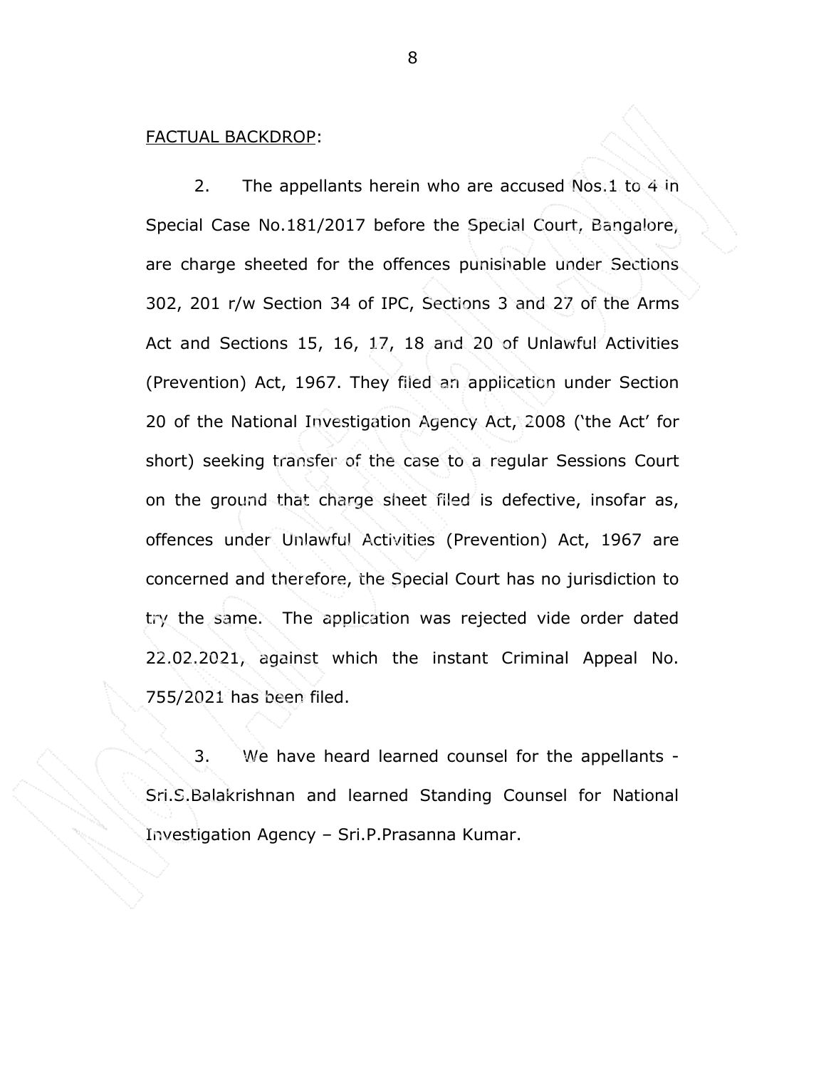<u>FACTUAL BACKDROP</u>:

2. The appellants herein who are accused Nos.1 to 4 in Special Case No.181/2017 before the Special Court, Bangalore, are charge sheeted for the offences punishable under Sections 302, 201 r/w Section 34 of IPC, Sections 3 and 27 of the Arms Act and Sections 15, 16, 17, 18 and 20 of Unlawful Activities (Prevention) Act, 1967. They filed an application under Section 20 of the National Investigation Agency Act, 2008 ('the Act' for short) seeking transfer of the case to a regular Sessions Court on the ground that charge sheet filed is defective, insofar as, offences under Unlawful Activities (Prevention) Act, 1967 are concerned and therefore, the Special Court has no jurisdiction to try the same. The application was rejected vide order dated 22.02.2021, against which the instant Criminal Appeal No. 755/2021 has been filed.

3. We have heard learned counsel for the appellants - Sri.S.Balakrishnan and learned Standing Counsel for National Investigation Agency – Sri.P.Prasanna Kumar.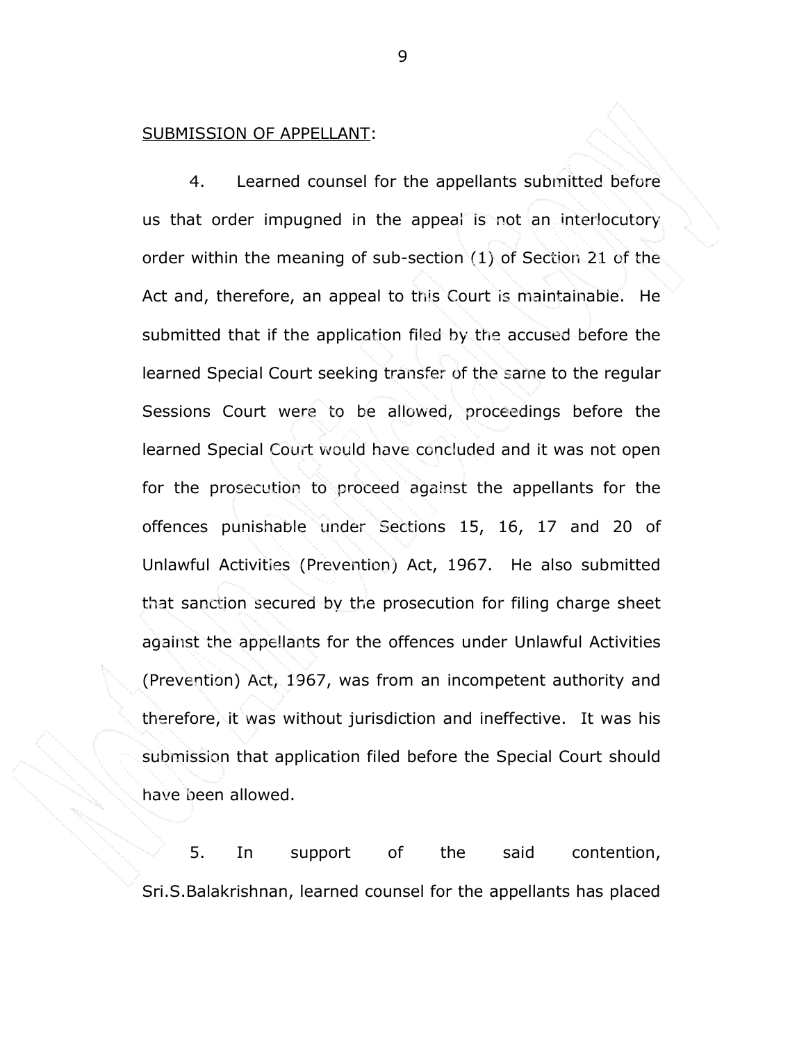SUBMISSION OF APPELLANT:

4. Learned counsel for the appellants submitted before us that order impugned in the appeal is not an interlocutory order within the meaning of sub-section (1) of Section 21 of the Act and, therefore, an appeal to this Court is maintainable. He submitted that if the application filed by the accused before the learned Special Court seeking transfer of the same to the regular Sessions Court were to be allowed, proceedings before the learned Special Court would have concluded and it was not open for the prosecution to proceed against the appellants for the offences punishable under Sections 15, 16, 17 and 20 of Unlawful Activities (Prevention) Act, 1967. He also submitted that sanction secured by the prosecution for filing charge sheet against the appellants for the offences under Unlawful Activities (Prevention) Act, 1967, was from an incompetent authority and therefore, it was without jurisdiction and ineffective. It was his submission that application filed before the Special Court should have been allowed.

5. In support of the said contention, Sri.S.Balakrishnan, learned counsel for the appellants has placed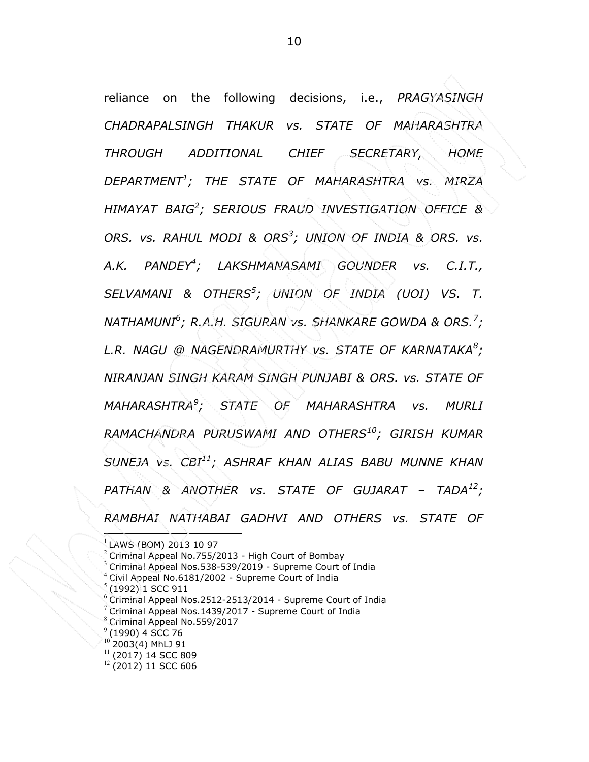reliance on the following decisions, i.e., *PRAGYASINGH CHADRAPALSINGH THAKUR vs. STATE OF MAHARASHTRA THROUGH ADDITIONAL CHIEF SECRETARY, HOME DEPARTMENT*[1]; *THE STATE OF MAHARASHTRA vs. MIRZA HIMAYAT BAIG*[2]; *SERIOUS FRAUD INVESTIGATION OFFICE & ORS. vs. RAHUL MODI & ORS*[3]; *UNION OF INDIA & ORS. vs. A.K. PANDEY*[4]; *LAKSHMANASAMI GOUNDER vs. C.I.T., SELVAMANI & OTHERS*[5]; *UNION OF INDIA (UOI) VS. T. NATHAMUNI*[6]; *R.A.H. SIGURAN vs. SHANKARE GOWDA & ORS.*[7]; *L.R. NAGU @ NAGENDRAMURTHY vs. STATE OF KARNATAKA*[8]; *NIRANJAN SINGH KARAM SINGH PUNJABI & ORS. vs. STATE OF MAHARASHTRA*[9]; *STATE OF MAHARASHTRA vs. MURLI RAMACHANDRA PURUSWAMI AND OTHERS*[10]; *GIRISH KUMAR SUNEJA vs. CBI*[11]; *ASHRAF KHAN ALIAS BABU MUNNE KHAN PATHAN & ANOTHER vs. STATE OF GUJARAT – TADA*[12]; *RAMBHAI NATHABAI GADHVI AND OTHERS vs. STATE OF*

---

[1] LAWS (BOM) 2013 10 97
[2] Criminal Appeal No.755/2013 - High Court of Bombay
[3] Criminal Appeal Nos.538-539/2019 - Supreme Court of India
[4] Civil Appeal No.6181/2002 - Supreme Court of India
[5] (1992) 1 SCC 911
[6] Criminal Appeal Nos.2512-2513/2014 - Supreme Court of India
[7] Criminal Appeal Nos.1439/2017 - Supreme Court of India
[8] Criminal Appeal No.559/2017
[9] (1990) 4 SCC 76
[10] 2003(4) MhLJ 91
[11] (2017) 14 SCC 809
[12] (2012) 11 SCC 606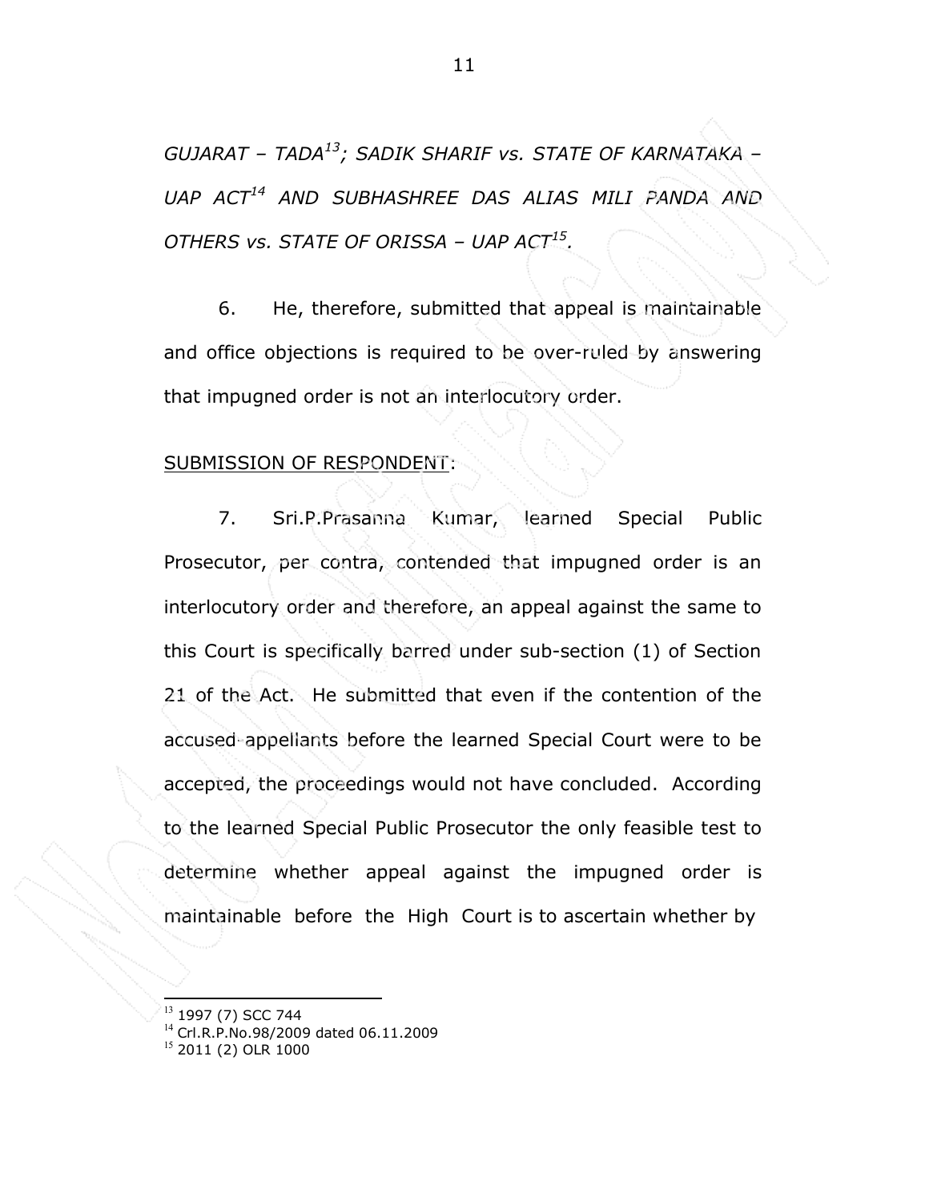*GUJARAT – TADA*[13]*; SADIK SHARIF vs. STATE OF KARNATAKA – UAP ACT*[14] *AND SUBHASHREE DAS ALIAS MILI PANDA AND OTHERS vs. STATE OF ORISSA – UAP ACT*[15].

6. He, therefore, submitted that appeal is maintainable and office objections is required to be over-ruled by answering that impugned order is not an interlocutory order.

<u>SUBMISSION OF RESPONDENT</u>:

7. Sri.P.Prasanna Kumar, learned Special Public Prosecutor, per contra, contended that impugned order is an interlocutory order and therefore, an appeal against the same to this Court is specifically barred under sub-section (1) of Section 21 of the Act. He submitted that even if the contention of the accused-appellants before the learned Special Court were to be accepted, the proceedings would not have concluded. According to the learned Special Public Prosecutor the only feasible test to determine whether appeal against the impugned order is maintainable before the High Court is to ascertain whether by

---

[13] 1997 (7) SCC 744

[14] Crl.R.P.No.98/2009 dated 06.11.2009

[15] 2011 (2) OLR 1000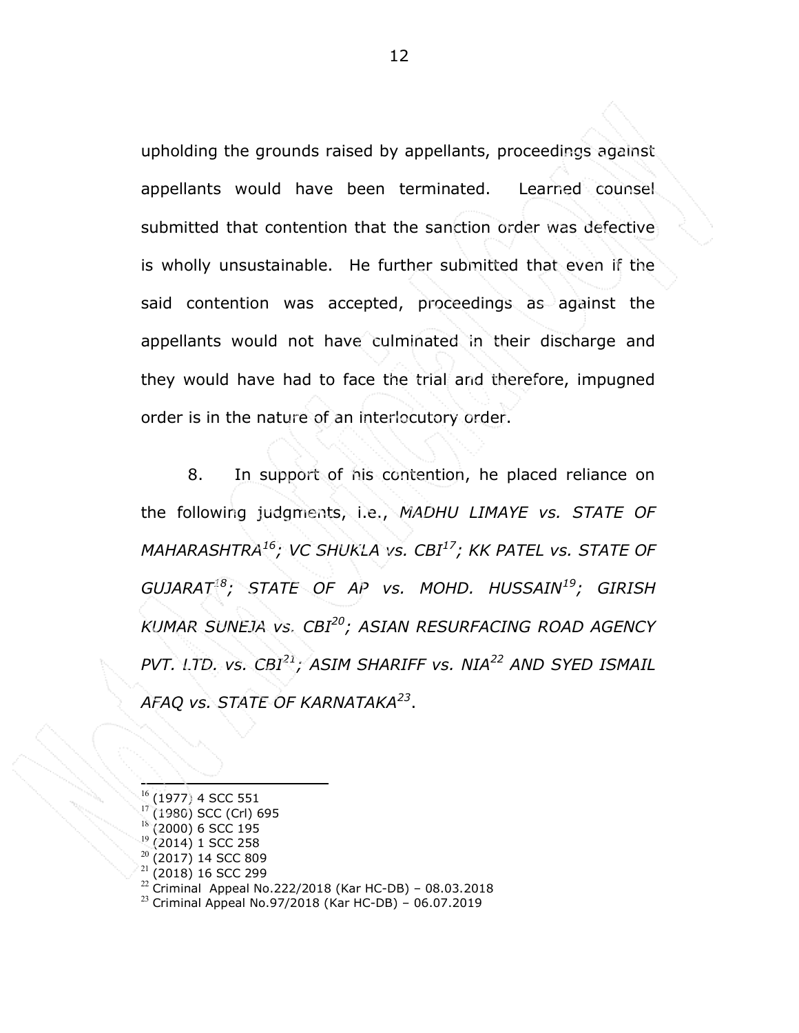upholding the grounds raised by appellants, proceedings against appellants would have been terminated. Learned counsel submitted that contention that the sanction order was defective is wholly unsustainable. He further submitted that even if the said contention was accepted, proceedings as against the appellants would not have culminated in their discharge and they would have had to face the trial and therefore, impugned order is in the nature of an interlocutory order.

8. In support of his contention, he placed reliance on the following judgments, i.e., *MADHU LIMAYE vs. STATE OF MAHARASHTRA*[16]*; VC SHUKLA vs. CBI*[17]*; KK PATEL vs. STATE OF GUJARAT*[18]*; STATE OF AP vs. MOHD. HUSSAIN*[19]*; GIRISH KUMAR SUNEJA vs. CBI*[20]*; ASIAN RESURFACING ROAD AGENCY PVT. LTD. vs. CBI*[21]*; ASIM SHARIFF vs. NIA*[22] *AND SYED ISMAIL AFAQ vs. STATE OF KARNATAKA*[23].

---

[16] (1977) 4 SCC 551
[17] (1980) SCC (Crl) 695
[18] (2000) 6 SCC 195
[19] (2014) 1 SCC 258
[20] (2017) 14 SCC 809
[21] (2018) 16 SCC 299
[22] Criminal Appeal No.222/2018 (Kar HC-DB) – 08.03.2018
[23] Criminal Appeal No.97/2018 (Kar HC-DB) – 06.07.2019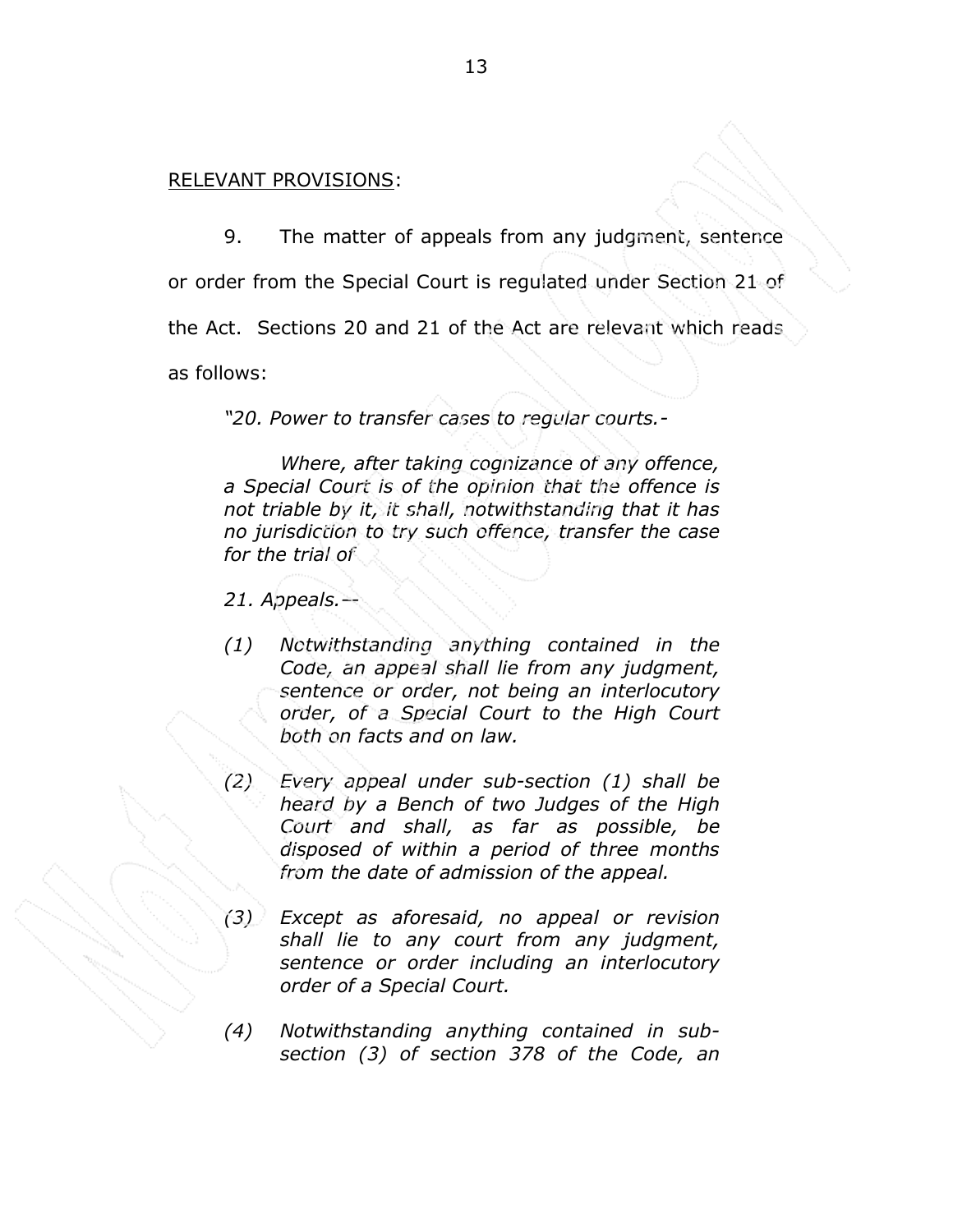<u>RELEVANT PROVISIONS</u>:

9. The matter of appeals from any judgment, sentence or order from the Special Court is regulated under Section 21 of the Act. Sections 20 and 21 of the Act are relevant which reads as follows:

> *"20. Power to transfer cases to regular courts.-*
>
> *Where, after taking cognizance of any offence, a Special Court is of the opinion that the offence is not triable by it, it shall, notwithstanding that it has no jurisdiction to try such offence, transfer the case for the trial of*
>
> *21. Appeals.--*
>
> *(1) Notwithstanding anything contained in the Code, an appeal shall lie from any judgment, sentence or order, not being an interlocutory order, of a Special Court to the High Court both on facts and on law.*
>
> *(2) Every appeal under sub-section (1) shall be heard by a Bench of two Judges of the High Court and shall, as far as possible, be disposed of within a period of three months from the date of admission of the appeal.*
>
> *(3) Except as aforesaid, no appeal or revision shall lie to any court from any judgment, sentence or order including an interlocutory order of a Special Court.*
>
> *(4) Notwithstanding anything contained in sub-section (3) of section 378 of the Code, an*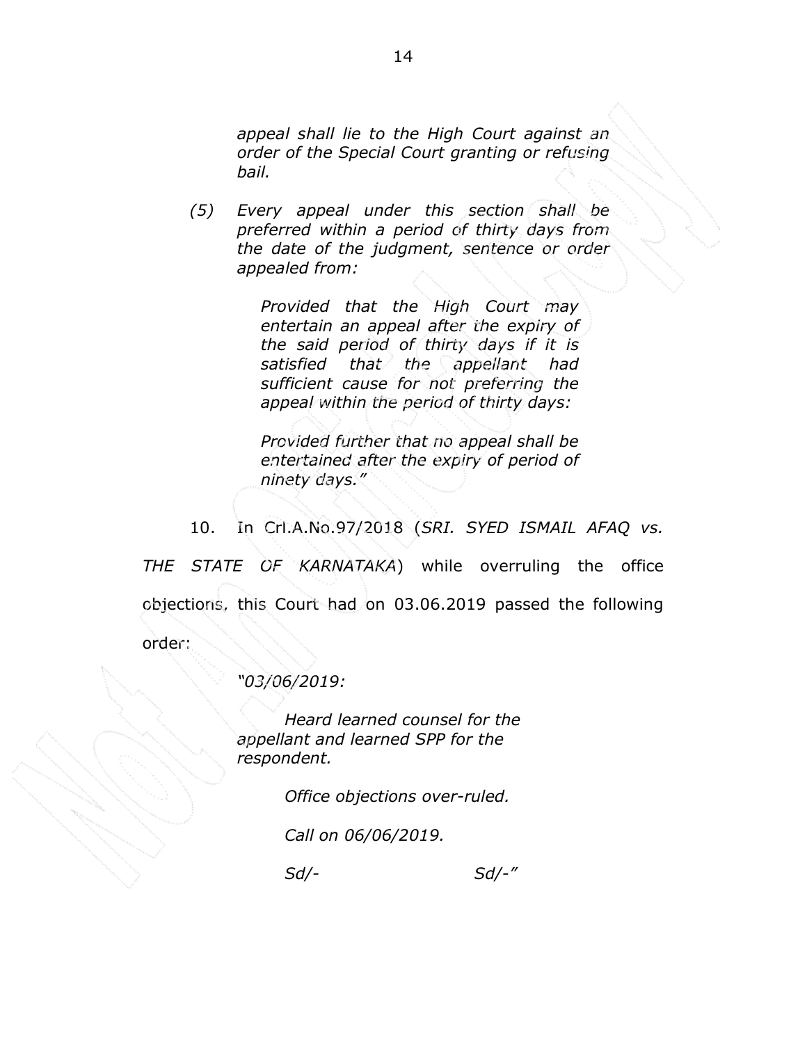*appeal shall lie to the High Court against an order of the Special Court granting or refusing bail.*

*(5) Every appeal under this section shall be preferred within a period of thirty days from the date of the judgment, sentence or order appealed from:*

*Provided that the High Court may entertain an appeal after the expiry of the said period of thirty days if it is satisfied that the appellant had sufficient cause for not preferring the appeal within the period of thirty days:*

*Provided further that no appeal shall be entertained after the expiry of period of ninety days."*

10. In Crl.A.No.97/2018 (*SRI. SYED ISMAIL AFAQ vs. THE STATE OF KARNATAKA*) while overruling the office objections, this Court had on 03.06.2019 passed the following order:

*"03/06/2019:*

*Heard learned counsel for the appellant and learned SPP for the respondent.*

*Office objections over-ruled.*

*Call on 06/06/2019.*

*Sd/- Sd/-"*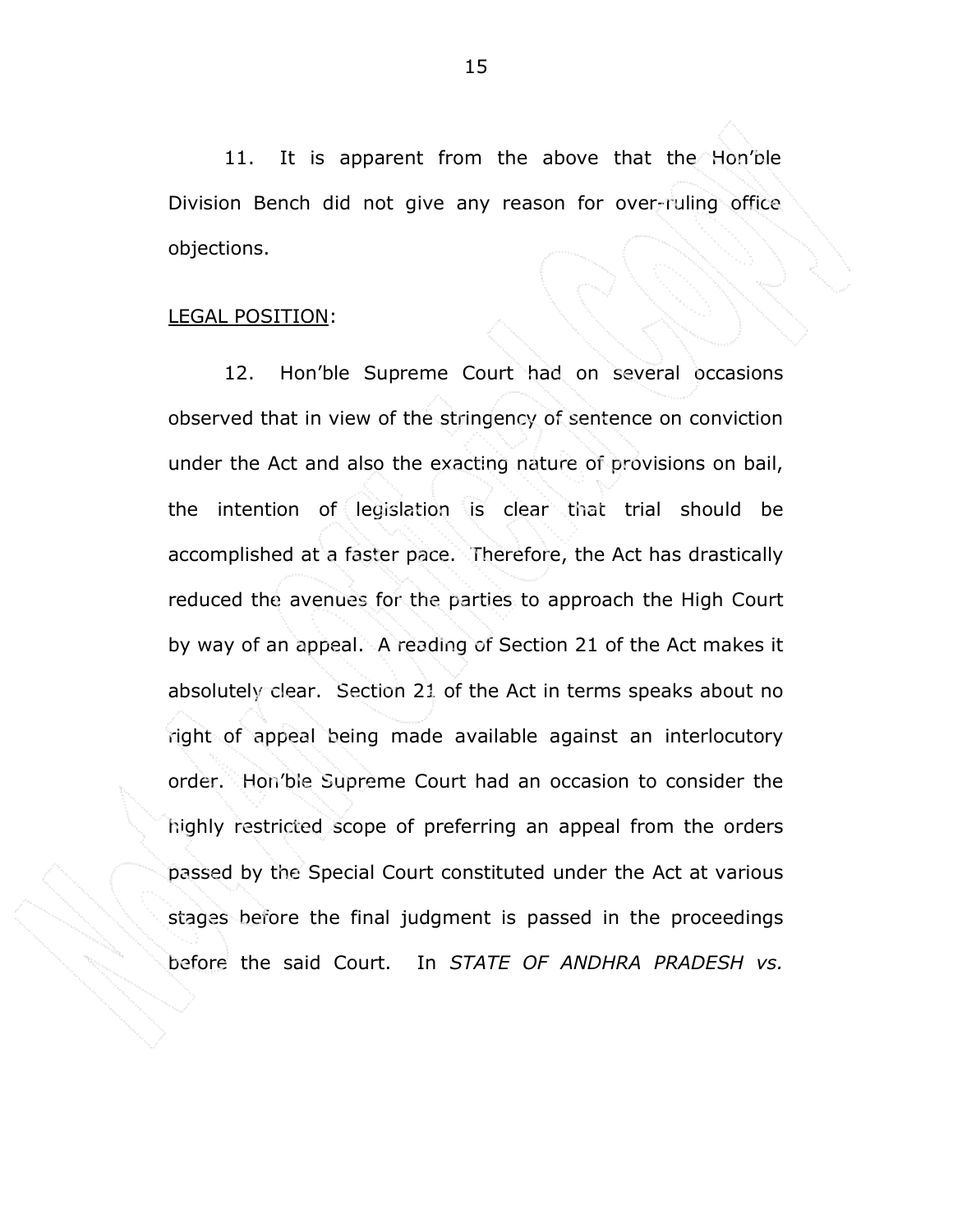11. It is apparent from the above that the Hon'ble Division Bench did not give any reason for over-ruling office objections.

<u>LEGAL POSITION</u>:

12. Hon'ble Supreme Court had on several occasions observed that in view of the stringency of sentence on conviction under the Act and also the exacting nature of provisions on bail, the intention of legislation is clear that trial should be accomplished at a faster pace. Therefore, the Act has drastically reduced the avenues for the parties to approach the High Court by way of an appeal. A reading of Section 21 of the Act makes it absolutely clear. Section 21 of the Act in terms speaks about no right of appeal being made available against an interlocutory order. Hon'ble Supreme Court had an occasion to consider the highly restricted scope of preferring an appeal from the orders passed by the Special Court constituted under the Act at various stages before the final judgment is passed in the proceedings before the said Court. In *STATE OF ANDHRA PRADESH vs.*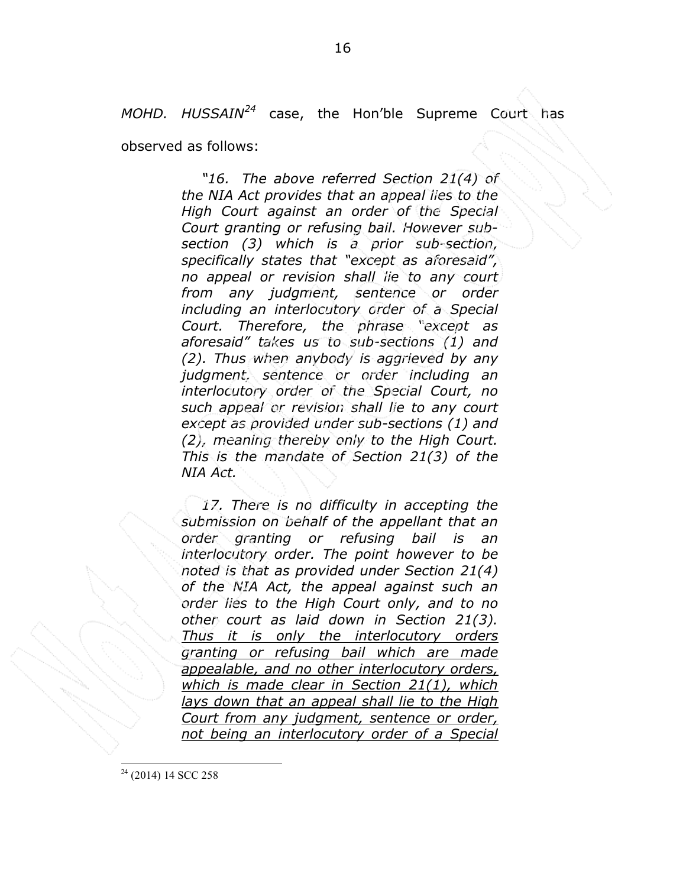*MOHD. HUSSAIN*[24] case, the Hon'ble Supreme Court has observed as follows:

> *"16. The above referred Section 21(4) of the NIA Act provides that an appeal lies to the High Court against an order of the Special Court granting or refusing bail. However sub-section (3) which is a prior sub-section, specifically states that "except as aforesaid", no appeal or revision shall lie to any court from any judgment, sentence or order including an interlocutory order of a Special Court. Therefore, the phrase "except as aforesaid" takes us to sub-sections (1) and (2). Thus when anybody is aggrieved by any judgment, sentence or order including an interlocutory order of the Special Court, no such appeal or revision shall lie to any court except as provided under sub-sections (1) and (2), meaning thereby only to the High Court. This is the mandate of Section 21(3) of the NIA Act.*
>
> *17. There is no difficulty in accepting the submission on behalf of the appellant that an order granting or refusing bail is an interlocutory order. The point however to be noted is that as provided under Section 21(4) of the NIA Act, the appeal against such an order lies to the High Court only, and to no other court as laid down in Section 21(3). <u>Thus it is only the interlocutory orders granting or refusing bail which are made appealable, and no other interlocutory orders, which is made clear in Section 21(1), which lays down that an appeal shall lie to the High Court from any judgment, sentence or order, not being an interlocutory order of a Special</u>*

---

[24] (2014) 14 SCC 258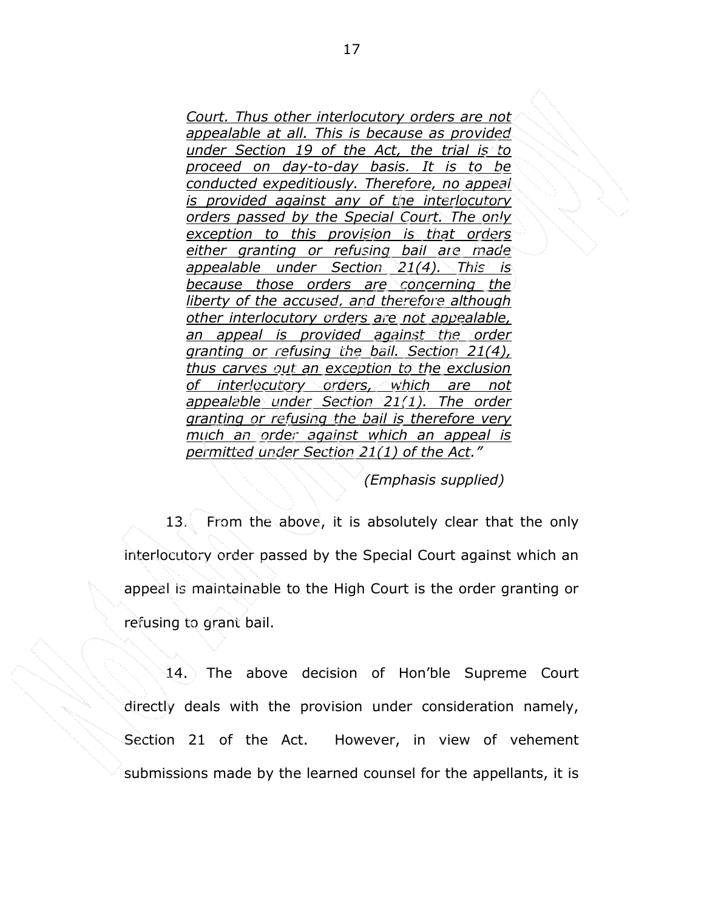> *Court. Thus other interlocutory orders are not appealable at all. This is because as provided under Section 19 of the Act, the trial is to proceed on day-to-day basis. It is to be conducted expeditiously. Therefore, no appeal is provided against any of the interlocutory orders passed by the Special Court. The only exception to this provision is that orders either granting or refusing bail are made appealable under Section 21(4). This is because those orders are concerning the liberty of the accused, and therefore although other interlocutory orders are not appealable, an appeal is provided against the order granting or refusing the bail. Section 21(4), thus carves out an exception to the exclusion of interlocutory orders, which are not appealable under Section 21(1). The order granting or refusing the bail is therefore very much an order against which an appeal is permitted under Section 21(1) of the Act."*
>
> (Emphasis supplied)

13. From the above, it is absolutely clear that the only interlocutory order passed by the Special Court against which an appeal is maintainable to the High Court is the order granting or refusing to grant bail.

14. The above decision of Hon'ble Supreme Court directly deals with the provision under consideration namely, Section 21 of the Act. However, in view of vehement submissions made by the learned counsel for the appellants, it is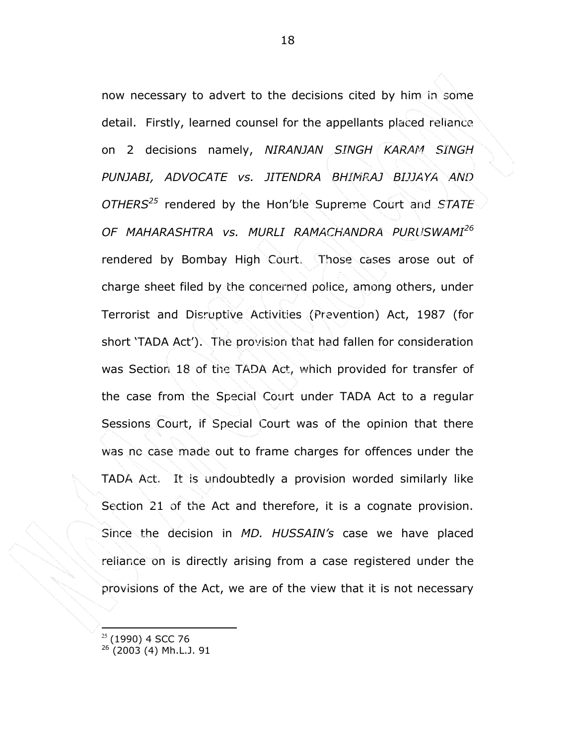now necessary to advert to the decisions cited by him in some detail. Firstly, learned counsel for the appellants placed reliance on 2 decisions namely, *NIRANJAN SINGH KARAM SINGH PUNJABI, ADVOCATE vs. JITENDRA BHIMRAJ BIJJAYA AND OTHERS*[25] rendered by the Hon'ble Supreme Court and *STATE OF MAHARASHTRA vs. MURLI RAMACHANDRA PURUSWAMI*[26] rendered by Bombay High Court. Those cases arose out of charge sheet filed by the concerned police, among others, under Terrorist and Disruptive Activities (Prevention) Act, 1987 (for short 'TADA Act'). The provision that had fallen for consideration was Section 18 of the TADA Act, which provided for transfer of the case from the Special Court under TADA Act to a regular Sessions Court, if Special Court was of the opinion that there was no case made out to frame charges for offences under the TADA Act. It is undoubtedly a provision worded similarly like Section 21 of the Act and therefore, it is a cognate provision. Since the decision in *MD. HUSSAIN's* case we have placed reliance on is directly arising from a case registered under the provisions of the Act, we are of the view that it is not necessary

---

[25] (1990) 4 SCC 76

[26] (2003 (4) Mh.L.J. 91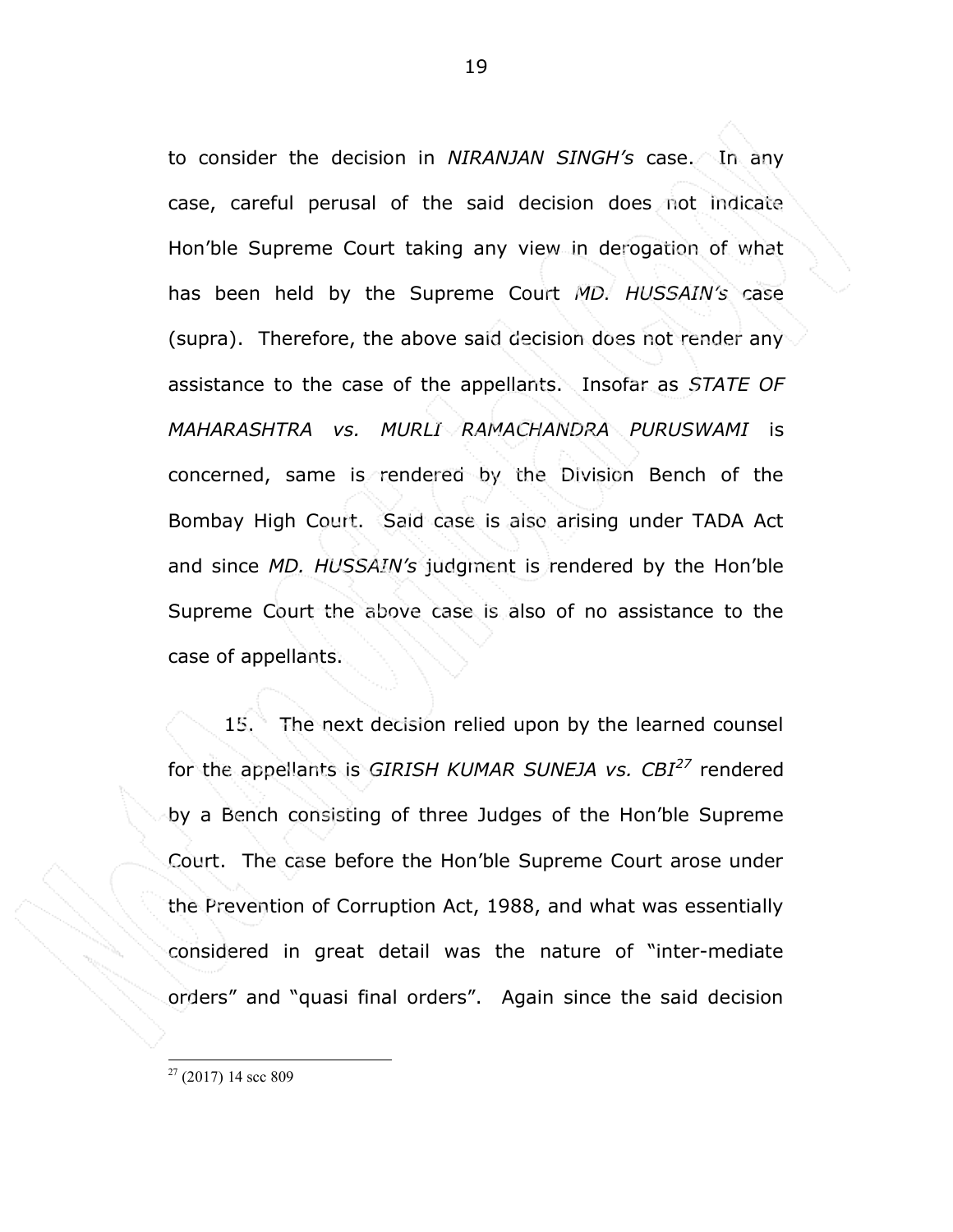to consider the decision in *NIRANJAN SINGH's* case. In any case, careful perusal of the said decision does not indicate Hon'ble Supreme Court taking any view in derogation of what has been held by the Supreme Court *MD. HUSSAIN's* case (supra). Therefore, the above said decision does not render any assistance to the case of the appellants. Insofar as *STATE OF MAHARASHTRA vs. MURLI RAMACHANDRA PURUSWAMI* is concerned, same is rendered by the Division Bench of the Bombay High Court. Said case is also arising under TADA Act and since *MD. HUSSAIN's* judgment is rendered by the Hon'ble Supreme Court the above case is also of no assistance to the case of appellants.

15. The next decision relied upon by the learned counsel for the appellants is *GIRISH KUMAR SUNEJA vs. CBI*[27] rendered by a Bench consisting of three Judges of the Hon'ble Supreme Court. The case before the Hon'ble Supreme Court arose under the Prevention of Corruption Act, 1988, and what was essentially considered in great detail was the nature of "inter-mediate orders" and "quasi final orders". Again since the said decision

---

[27] (2017) 14 scc 809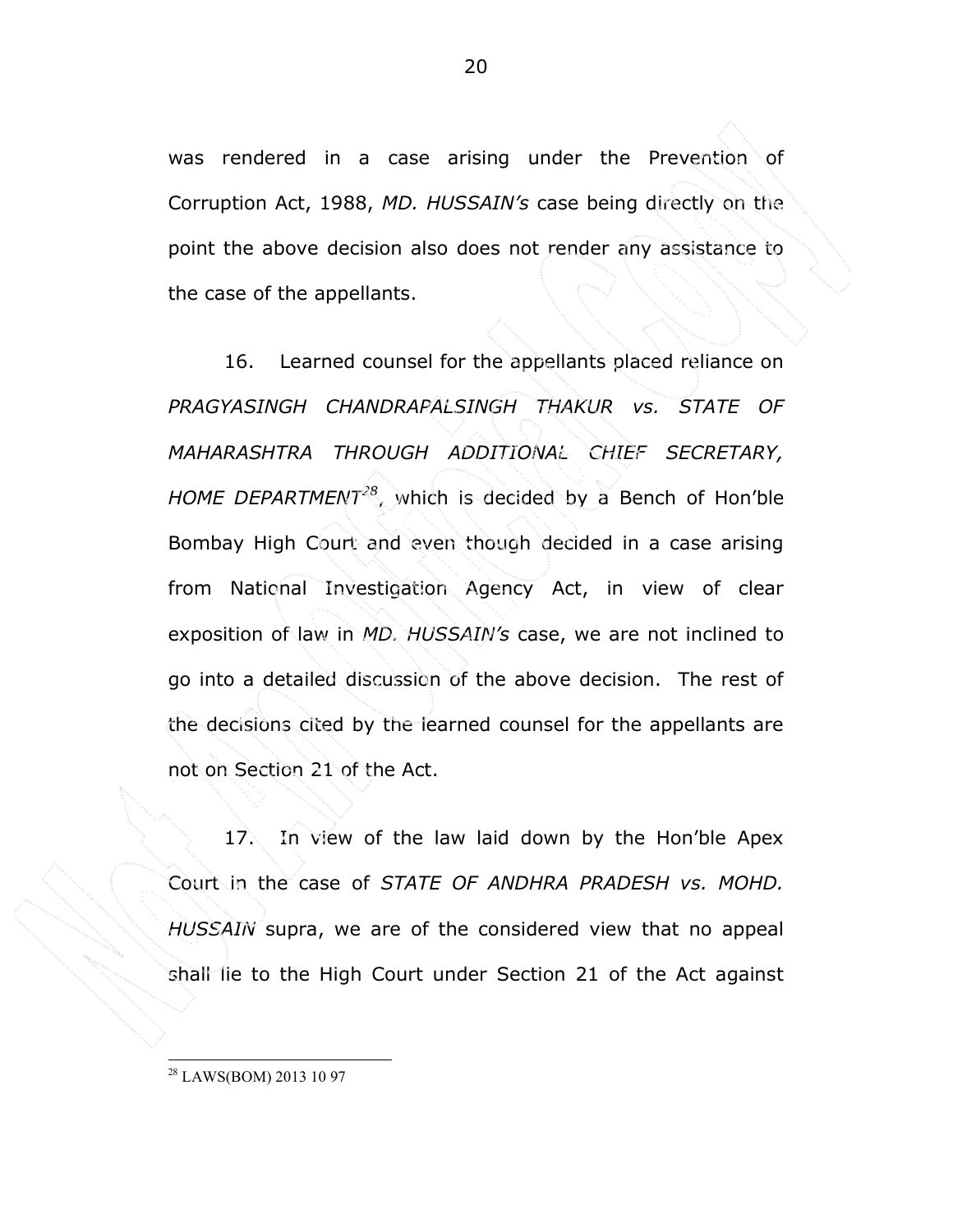was rendered in a case arising under the Prevention of Corruption Act, 1988, *MD. HUSSAIN's* case being directly on the point the above decision also does not render any assistance to the case of the appellants.

16. Learned counsel for the appellants placed reliance on *PRAGYASINGH CHANDRAPALSINGH THAKUR vs. STATE OF MAHARASHTRA THROUGH ADDITIONAL CHIEF SECRETARY, HOME DEPARTMENT*[28], which is decided by a Bench of Hon'ble Bombay High Court and even though decided in a case arising from National Investigation Agency Act, in view of clear exposition of law in *MD. HUSSAIN's* case, we are not inclined to go into a detailed discussion of the above decision. The rest of the decisions cited by the learned counsel for the appellants are not on Section 21 of the Act.

17. In view of the law laid down by the Hon'ble Apex Court in the case of *STATE OF ANDHRA PRADESH vs. MOHD. HUSSAIN* supra, we are of the considered view that no appeal shall lie to the High Court under Section 21 of the Act against

---

[28] LAWS(BOM) 2013 10 97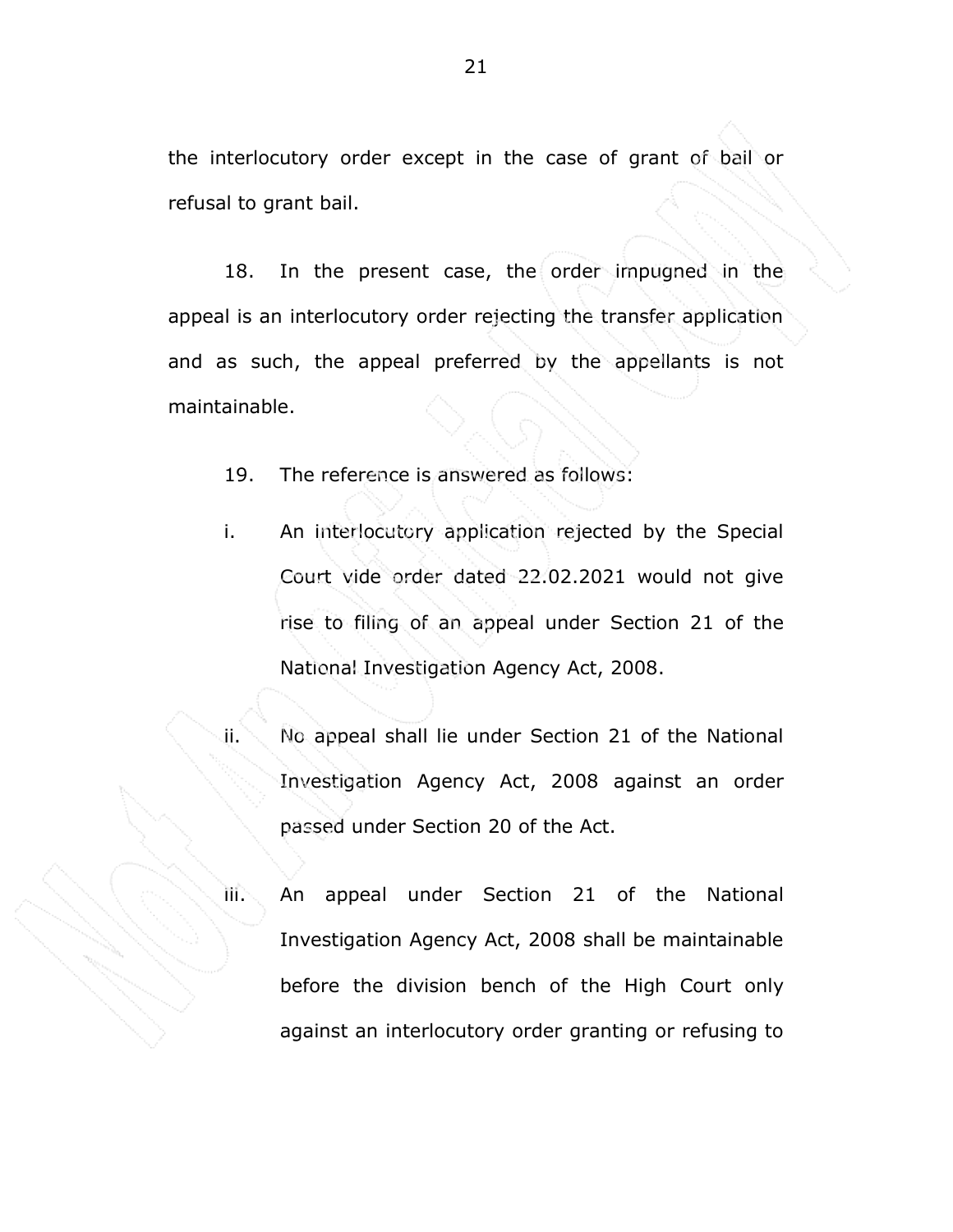the interlocutory order except in the case of grant of bail or refusal to grant bail.

18. In the present case, the order impugned in the appeal is an interlocutory order rejecting the transfer application and as such, the appeal preferred by the appellants is not maintainable.

19. The reference is answered as follows:

i. An interlocutory application rejected by the Special Court vide order dated 22.02.2021 would not give rise to filing of an appeal under Section 21 of the National Investigation Agency Act, 2008.

ii. No appeal shall lie under Section 21 of the National Investigation Agency Act, 2008 against an order passed under Section 20 of the Act.

iii. An appeal under Section 21 of the National Investigation Agency Act, 2008 shall be maintainable before the division bench of the High Court only against an interlocutory order granting or refusing to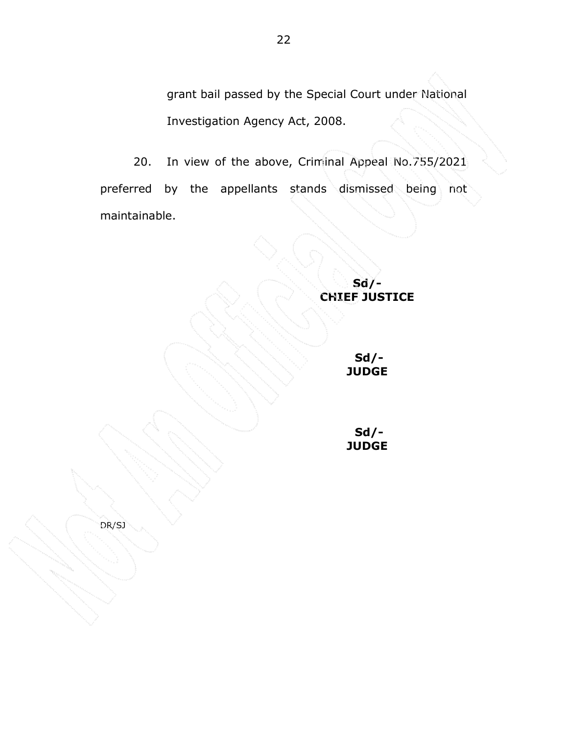grant bail passed by the Special Court under National Investigation Agency Act, 2008.

20. In view of the above, Criminal Appeal No.755/2021 preferred by the appellants stands dismissed being not maintainable.

**Sd/-**
**CHIEF JUSTICE**

**Sd/-**
**JUDGE**

**Sd/-**
**JUDGE**

DR/SJ